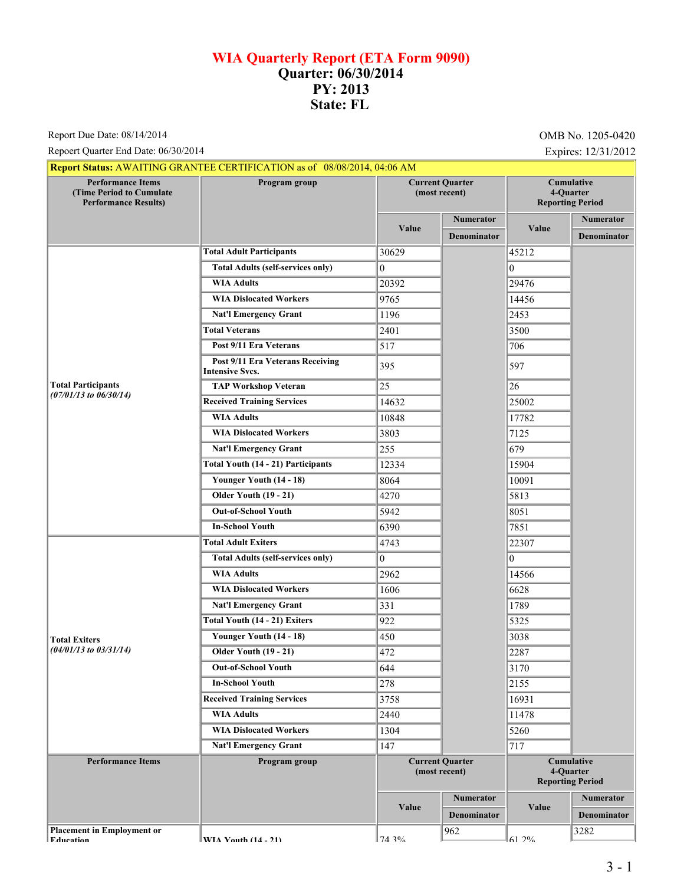# WIA Quarterly Report (ETA Form 9090)
## Quarter: 06/30/2014
## PY: 2013
## State: FL

Report Due Date: 08/14/2014

Repoert Quarter End Date: 06/30/2014

OMB No. 1205-0420

Expires: 12/31/2012

**Report Status:** AWAITING GRANTEE CERTIFICATION as of 08/08/2014, 04:06 AM

| Performance Items (Time Period to Cumulate Performance Results) | Program group | Current Quarter (most recent) Value | Current Quarter Numerator / Denominator | Cumulative 4-Quarter Reporting Period Value | Cumulative Numerator / Denominator |
|---|---|---|---|---|---|
| **Total Participants** *(07/01/13 to 06/30/14)* | **Total Adult Participants** | 30629 | | 45212 | |
| | Total Adults (self-services only) | 0 | | 0 | |
| | WIA Adults | 20392 | | 29476 | |
| | WIA Dislocated Workers | 9765 | | 14456 | |
| | Nat'l Emergency Grant | 1196 | | 2453 | |
| | **Total Veterans** | 2401 | | 3500 | |
| | Post 9/11 Era Veterans | 517 | | 706 | |
| | Post 9/11 Era Veterans Receiving Intensive Svcs. | 395 | | 597 | |
| | TAP Workshop Veteran | 25 | | 26 | |
| | **Received Training Services** | 14632 | | 25002 | |
| | WIA Adults | 10848 | | 17782 | |
| | WIA Dislocated Workers | 3803 | | 7125 | |
| | Nat'l Emergency Grant | 255 | | 679 | |
| | **Total Youth (14 - 21) Participants** | 12334 | | 15904 | |
| | Younger Youth (14 - 18) | 8064 | | 10091 | |
| | Older Youth (19 - 21) | 4270 | | 5813 | |
| | Out-of-School Youth | 5942 | | 8051 | |
| | In-School Youth | 6390 | | 7851 | |
| **Total Exiters** *(04/01/13 to 03/31/14)* | **Total Adult Exiters** | 4743 | | 22307 | |
| | Total Adults (self-services only) | 0 | | 0 | |
| | WIA Adults | 2962 | | 14566 | |
| | WIA Dislocated Workers | 1606 | | 6628 | |
| | Nat'l Emergency Grant | 331 | | 1789 | |
| | **Total Youth (14 - 21) Exiters** | 922 | | 5325 | |
| | Younger Youth (14 - 18) | 450 | | 3038 | |
| | Older Youth (19 - 21) | 472 | | 2287 | |
| | Out-of-School Youth | 644 | | 3170 | |
| | In-School Youth | 278 | | 2155 | |
| | **Received Training Services** | 3758 | | 16931 | |
| | WIA Adults | 2440 | | 11478 | |
| | WIA Dislocated Workers | 1304 | | 5260 | |
| | Nat'l Emergency Grant | 147 | | 717 | |

| Performance Items | Program group | Current Quarter (most recent) Value | Current Quarter Numerator / Denominator | Cumulative 4-Quarter Reporting Period Value | Cumulative Numerator / Denominator |
|---|---|---|---|---|---|
| **Placement in Employment or Education** | **WIA Youth (14 - 21)** | 74.3% | 962 | 61.2% | 3282 |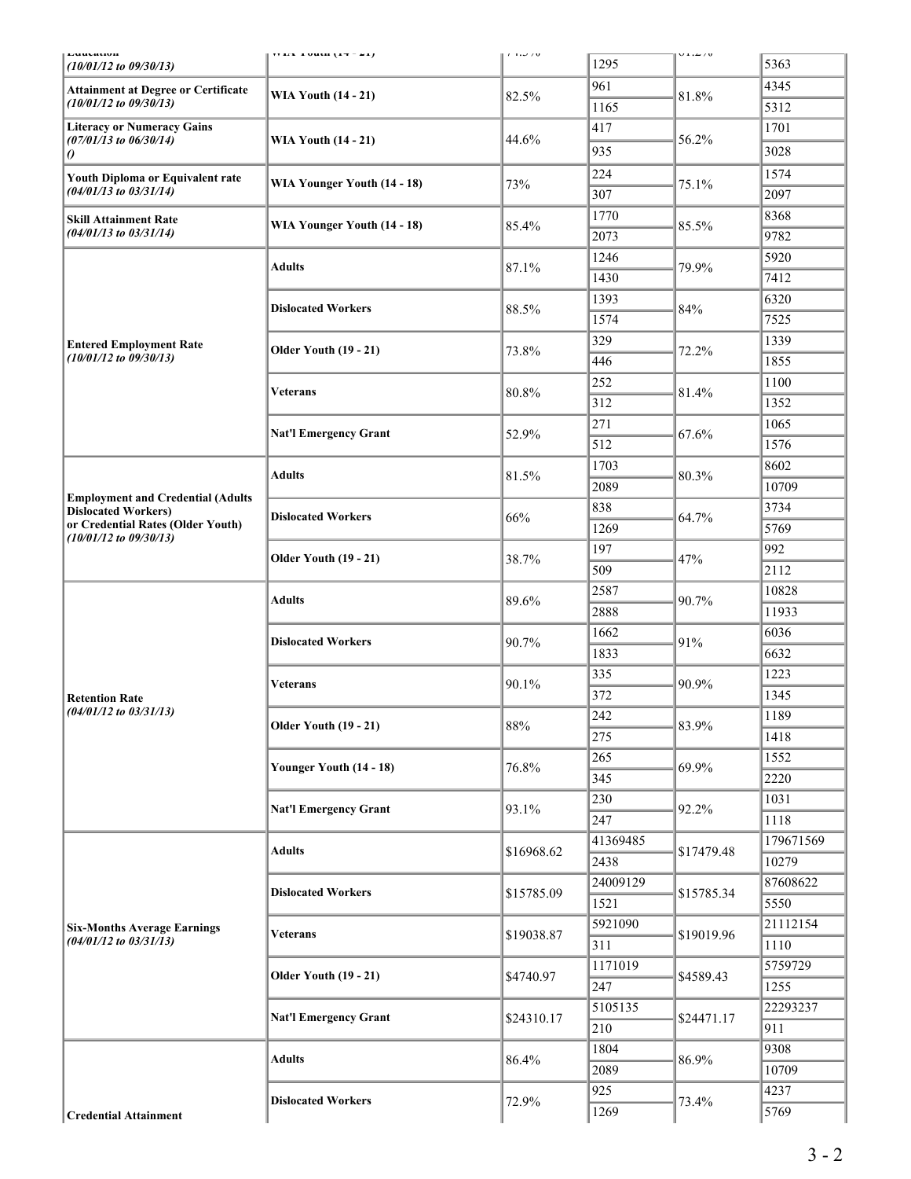| | | | | | |
|---|---|---|---|---|---|
| Education *(10/01/12 to 09/30/13)* | WIA Youth (14 - 21) | 74.5% | 1295 | 81.2% | 5363 |
| Attainment at Degree or Certificate *(10/01/12 to 09/30/13)* | WIA Youth (14 - 21) | 82.5% | 961 | 81.8% | 4345 |
| | | | 1165 | | 5312 |
| Literacy or Numeracy Gains *(07/01/13 to 06/30/14)* *()* | WIA Youth (14 - 21) | 44.6% | 417 | 56.2% | 1701 |
| | | | 935 | | 3028 |
| Youth Diploma or Equivalent rate *(04/01/13 to 03/31/14)* | WIA Younger Youth (14 - 18) | 73% | 224 | 75.1% | 1574 |
| | | | 307 | | 2097 |
| Skill Attainment Rate *(04/01/13 to 03/31/14)* | WIA Younger Youth (14 - 18) | 85.4% | 1770 | 85.5% | 8368 |
| | | | 2073 | | 9782 |
| Entered Employment Rate *(10/01/12 to 09/30/13)* | Adults | 87.1% | 1246 | 79.9% | 5920 |
| | | | 1430 | | 7412 |
| | Dislocated Workers | 88.5% | 1393 | 84% | 6320 |
| | | | 1574 | | 7525 |
| | Older Youth (19 - 21) | 73.8% | 329 | 72.2% | 1339 |
| | | | 446 | | 1855 |
| | Veterans | 80.8% | 252 | 81.4% | 1100 |
| | | | 312 | | 1352 |
| | Nat'l Emergency Grant | 52.9% | 271 | 67.6% | 1065 |
| | | | 512 | | 1576 |
| Employment and Credential (Adults Dislocated Workers) or Credential Rates (Older Youth) *(10/01/12 to 09/30/13)* | Adults | 81.5% | 1703 | 80.3% | 8602 |
| | | | 2089 | | 10709 |
| | Dislocated Workers | 66% | 838 | 64.7% | 3734 |
| | | | 1269 | | 5769 |
| | Older Youth (19 - 21) | 38.7% | 197 | 47% | 992 |
| | | | 509 | | 2112 |
| Retention Rate *(04/01/12 to 03/31/13)* | Adults | 89.6% | 2587 | 90.7% | 10828 |
| | | | 2888 | | 11933 |
| | Dislocated Workers | 90.7% | 1662 | 91% | 6036 |
| | | | 1833 | | 6632 |
| | Veterans | 90.1% | 335 | 90.9% | 1223 |
| | | | 372 | | 1345 |
| | Older Youth (19 - 21) | 88% | 242 | 83.9% | 1189 |
| | | | 275 | | 1418 |
| | Younger Youth (14 - 18) | 76.8% | 265 | 69.9% | 1552 |
| | | | 345 | | 2220 |
| | Nat'l Emergency Grant | 93.1% | 230 | 92.2% | 1031 |
| | | | 247 | | 1118 |
| Six-Months Average Earnings *(04/01/12 to 03/31/13)* | Adults | $16968.62 | 41369485 | $17479.48 | 179671569 |
| | | | 2438 | | 10279 |
| | Dislocated Workers | $15785.09 | 24009129 | $15785.34 | 87608622 |
| | | | 1521 | | 5550 |
| | Veterans | $19038.87 | 5921090 | $19019.96 | 21112154 |
| | | | 311 | | 1110 |
| | Older Youth (19 - 21) | $4740.97 | 1171019 | $4589.43 | 5759729 |
| | | | 247 | | 1255 |
| | Nat'l Emergency Grant | $24310.17 | 5105135 | $24471.17 | 22293237 |
| | | | 210 | | 911 |
| Credential Attainment | Adults | 86.4% | 1804 | 86.9% | 9308 |
| | | | 2089 | | 10709 |
| | Dislocated Workers | 72.9% | 925 | 73.4% | 4237 |
| | | | 1269 | | 5769 |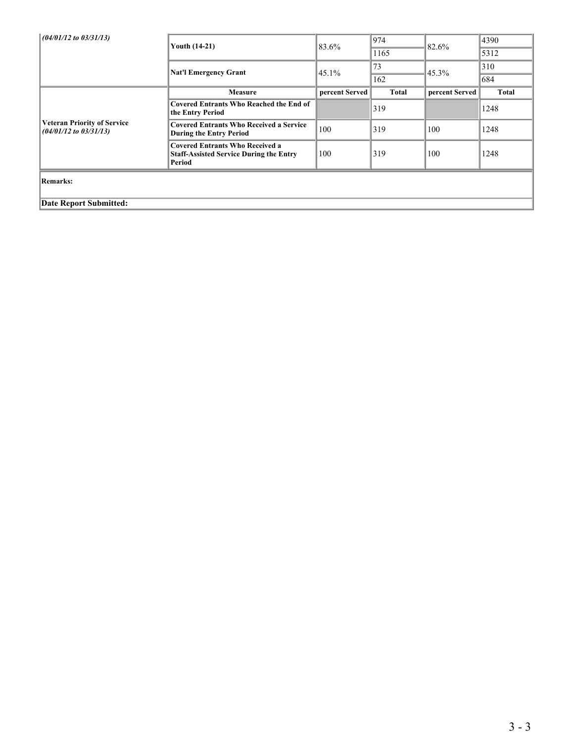| | | | | | |
|---|---|---|---|---|---|
| *(04/01/12 to 03/31/13)* | **Youth (14-21)** | 83.6% | 974 | 82.6% | 4390 |
| | | | 1165 | | 5312 |
| | **Nat'l Emergency Grant** | 45.1% | 73 | 45.3% | 310 |
| | | | 162 | | 684 |
| **Veteran Priority of Service** *(04/01/12 to 03/31/13)* | **Measure** | **percent Served** | **Total** | **percent Served** | **Total** |
| | **Covered Entrants Who Reached the End of the Entry Period** | | 319 | | 1248 |
| | **Covered Entrants Who Received a Service During the Entry Period** | 100 | 319 | 100 | 1248 |
| | **Covered Entrants Who Received a Staff-Assisted Service During the Entry Period** | 100 | 319 | 100 | 1248 |

**Remarks:**

**Date Report Submitted:**